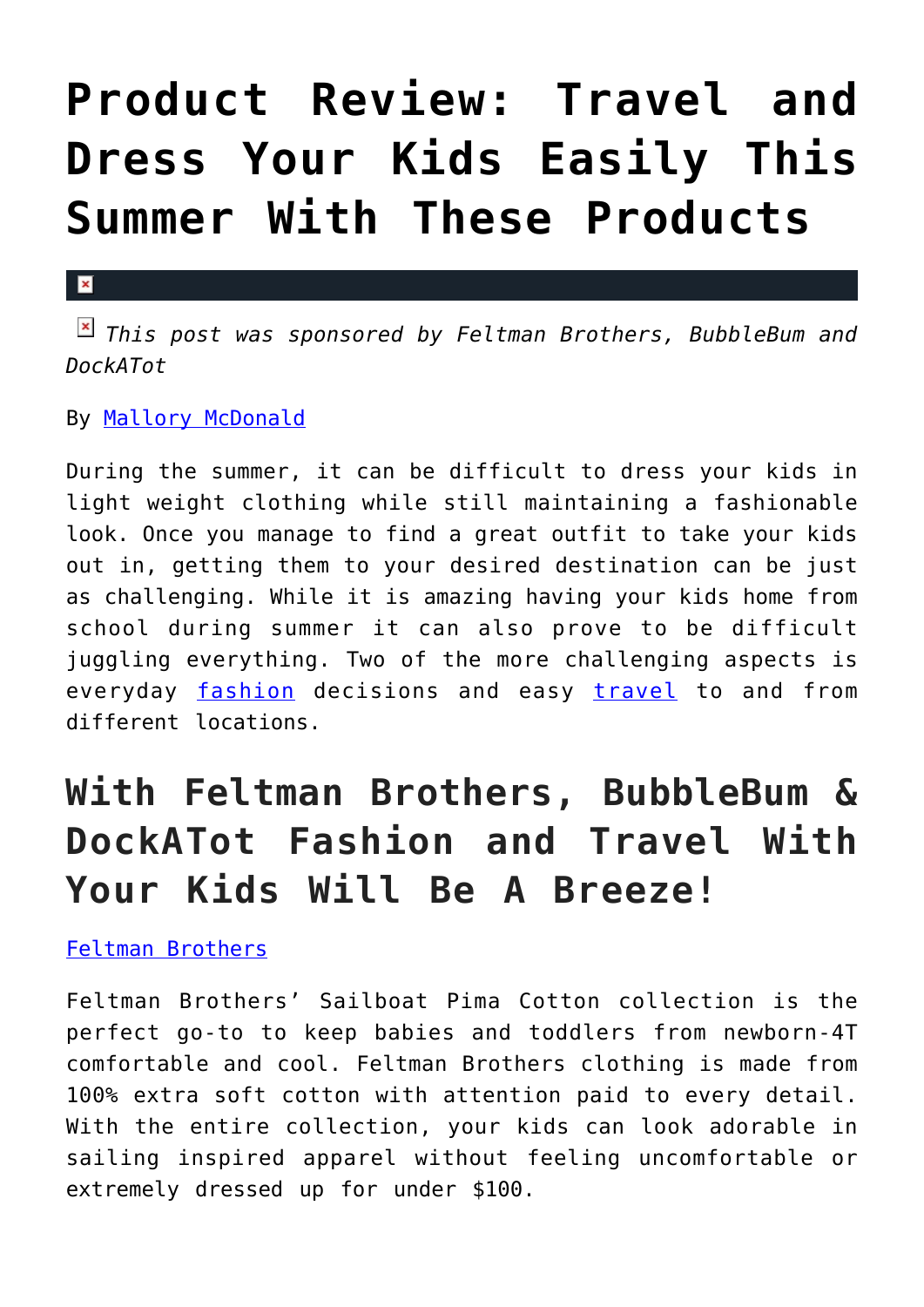# Product Review: Travel and Dress Your Kids Easily This Summer With These Products

*This post was sponsored by Feltman Brothers, BubbleBum and DockATot*

By Mallory McDonald

During the summer, it can be difficult to dress your kids in light weight clothing while still maintaining a fashionable look. Once you manage to find a great outfit to take your kids out in, getting them to your desired destination can be just as challenging. While it is amazing having your kids home from school during summer it can also prove to be difficult juggling everything. Two of the more challenging aspects is everyday fashion decisions and easy travel to and from different locations.

## With Feltman Brothers, BubbleBum & DockATot Fashion and Travel With Your Kids Will Be A Breeze!

Feltman Brothers

Feltman Brothers' Sailboat Pima Cotton collection is the perfect go-to to keep babies and toddlers from newborn-4T comfortable and cool. Feltman Brothers clothing is made from 100% extra soft cotton with attention paid to every detail. With the entire collection, your kids can look adorable in sailing inspired apparel without feeling uncomfortable or extremely dressed up for under $100.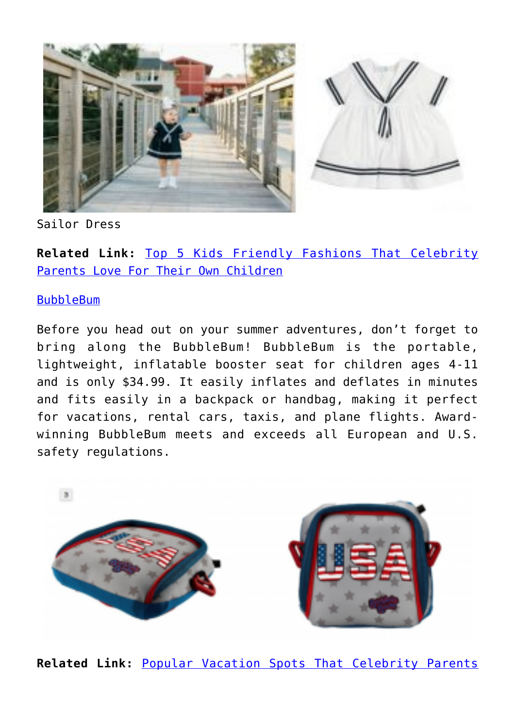Sailor Dress

**Related Link:** [Top 5 Kids Friendly Fashions That Celebrity Parents Love For Their Own Children]()

[BubbleBum]()

Before you head out on your summer adventures, don't forget to bring along the BubbleBum! BubbleBum is the portable, lightweight, inflatable booster seat for children ages 4-11 and is only $34.99. It easily inflates and deflates in minutes and fits easily in a backpack or handbag, making it perfect for vacations, rental cars, taxis, and plane flights. Award-winning BubbleBum meets and exceeds all European and U.S. safety regulations.

**Related Link:** [Popular Vacation Spots That Celebrity Parents]()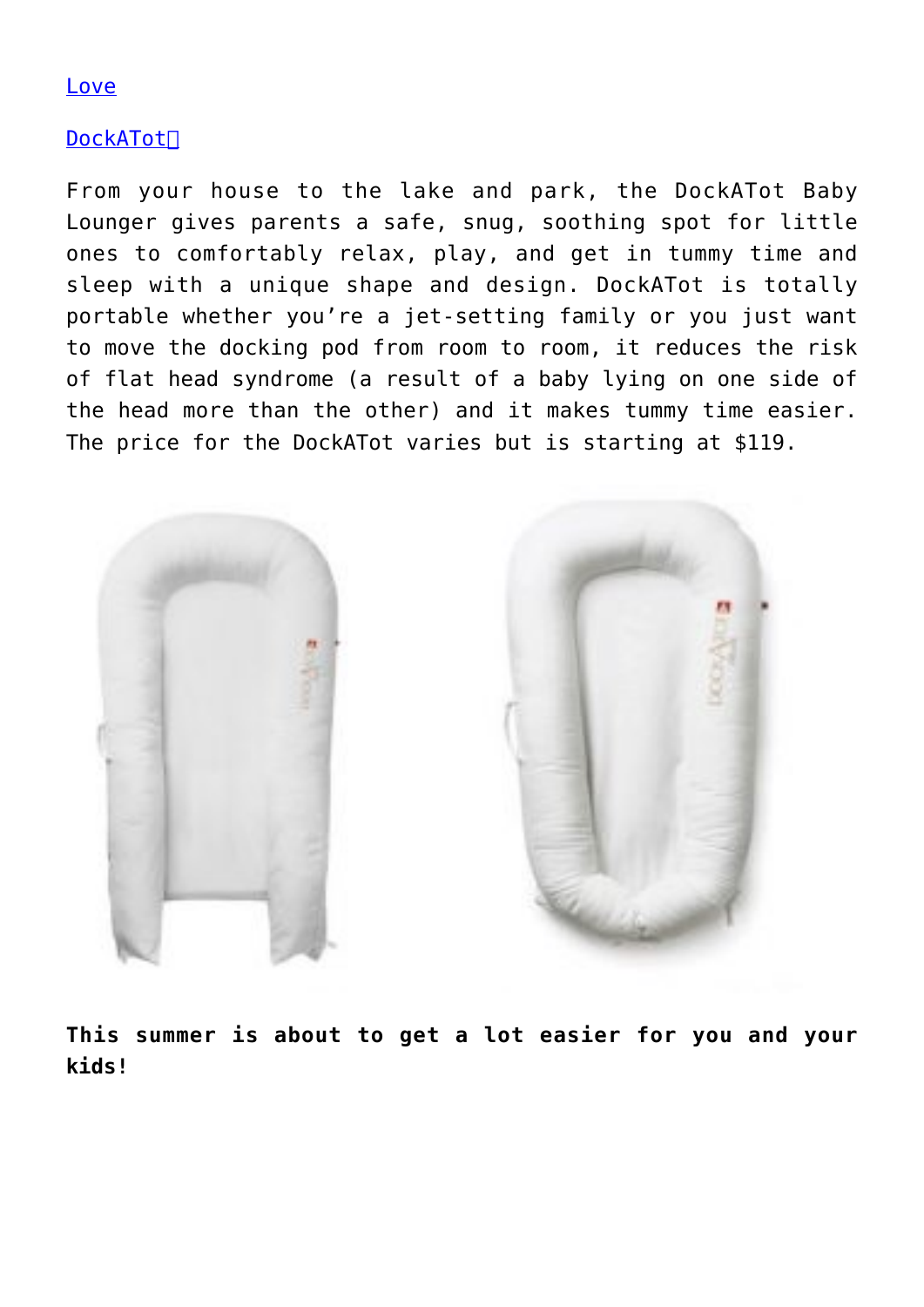Love

DockATot

From your house to the lake and park, the DockATot Baby Lounger gives parents a safe, snug, soothing spot for little ones to comfortably relax, play, and get in tummy time and sleep with a unique shape and design. DockATot is totally portable whether you're a jet-setting family or you just want to move the docking pod from room to room, it reduces the risk of flat head syndrome (a result of a baby lying on one side of the head more than the other) and it makes tummy time easier. The price for the DockATot varies but is starting at $119.

**This summer is about to get a lot easier for you and your kids!**